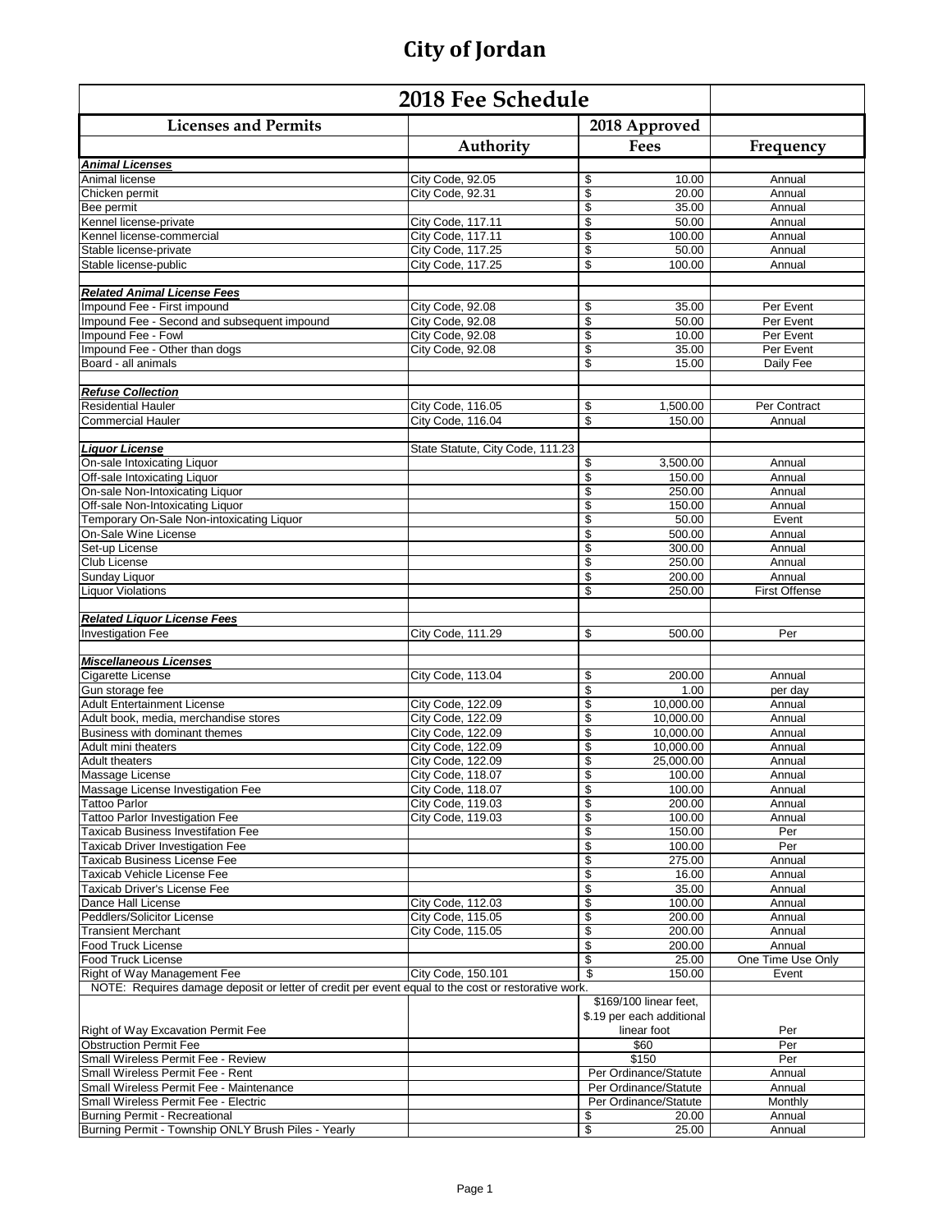# City of Jordan

| 2018 Fee Schedule | | | |
|---|---|---|---|
| **Licenses and Permits** | | **2018 Approved** | |
| | **Authority** | **Fees** | **Frequency** |
| ***Animal Licenses*** | | | |
| Animal license | City Code, 92.05 | $ 10.00 | Annual |
| Chicken permit | City Code, 92.31 | $ 20.00 | Annual |
| Bee permit | | $ 35.00 | Annual |
| Kennel license-private | City Code, 117.11 | $ 50.00 | Annual |
| Kennel license-commercial | City Code, 117.11 | $ 100.00 | Annual |
| Stable license-private | City Code, 117.25 | $ 50.00 | Annual |
| Stable license-public | City Code, 117.25 | $ 100.00 | Annual |
| | | | |
| ***Related Animal License Fees*** | | | |
| Impound Fee - First impound | City Code, 92.08 | $ 35.00 | Per Event |
| Impound Fee - Second and subsequent impound | City Code, 92.08 | $ 50.00 | Per Event |
| Impound Fee - Fowl | City Code, 92.08 | $ 10.00 | Per Event |
| Impound Fee - Other than dogs | City Code, 92.08 | $ 35.00 | Per Event |
| Board - all animals | | $ 15.00 | Daily Fee |
| | | | |
| ***Refuse Collection*** | | | |
| Residential Hauler | City Code, 116.05 | $ 1,500.00 | Per Contract |
| Commercial Hauler | City Code, 116.04 | $ 150.00 | Annual |
| | | | |
| ***Liquor License*** | State Statute, City Code, 111.23 | | |
| On-sale Intoxicating Liquor | | $ 3,500.00 | Annual |
| Off-sale Intoxicating Liquor | | $ 150.00 | Annual |
| On-sale Non-Intoxicating Liquor | | $ 250.00 | Annual |
| Off-sale Non-Intoxicating Liquor | | $ 150.00 | Annual |
| Temporary On-Sale Non-intoxicating Liquor | | $ 50.00 | Event |
| On-Sale Wine License | | $ 500.00 | Annual |
| Set-up License | | $ 300.00 | Annual |
| Club License | | $ 250.00 | Annual |
| Sunday Liquor | | $ 200.00 | Annual |
| Liquor Violations | | $ 250.00 | First Offense |
| | | | |
| ***Related Liquor License Fees*** | | | |
| Investigation Fee | City Code, 111.29 | $ 500.00 | Per |
| | | | |
| ***Miscellaneous Licenses*** | | | |
| Cigarette License | City Code, 113.04 | $ 200.00 | Annual |
| Gun storage fee | | $ 1.00 | per day |
| Adult Entertainment License | City Code, 122.09 | $ 10,000.00 | Annual |
| Adult book, media, merchandise stores | City Code, 122.09 | $ 10,000.00 | Annual |
| Business with dominant themes | City Code, 122.09 | $ 10,000.00 | Annual |
| Adult mini theaters | City Code, 122.09 | $ 10,000.00 | Annual |
| Adult theaters | City Code, 122.09 | $ 25,000.00 | Annual |
| Massage License | City Code, 118.07 | $ 100.00 | Annual |
| Massage License Investigation Fee | City Code, 118.07 | $ 100.00 | Annual |
| Tattoo Parlor | City Code, 119.03 | $ 200.00 | Annual |
| Tattoo Parlor Investigation Fee | City Code, 119.03 | $ 100.00 | Annual |
| Taxicab Business Investifation Fee | | $ 150.00 | Per |
| Taxicab Driver Investigation Fee | | $ 100.00 | Per |
| Taxicab Business License Fee | | $ 275.00 | Annual |
| Taxicab Vehicle License Fee | | $ 16.00 | Annual |
| Taxicab Driver's License Fee | | $ 35.00 | Annual |
| Dance Hall License | City Code, 112.03 | $ 100.00 | Annual |
| Peddlers/Solicitor License | City Code, 115.05 | $ 200.00 | Annual |
| Transient Merchant | City Code, 115.05 | $ 200.00 | Annual |
| Food Truck License | | $ 200.00 | Annual |
| Food Truck License | | $ 25.00 | One Time Use Only |
| Right of Way Management Fee | City Code, 150.101 | $ 150.00 | Event |
| NOTE: Requires damage deposit or letter of credit per event equal to the cost or restorative work. | | | |
| Right of Way Excavation Permit Fee | | $169/100 linear feet, $.19 per each additional linear foot | Per |
| Obstruction Permit Fee | | $60 | Per |
| Small Wireless Permit Fee - Review | | $150 | Per |
| Small Wireless Permit Fee - Rent | | Per Ordinance/Statute | Annual |
| Small Wireless Permit Fee - Maintenance | | Per Ordinance/Statute | Annual |
| Small Wireless Permit Fee - Electric | | Per Ordinance/Statute | Monthly |
| Burning Permit - Recreational | | $ 20.00 | Annual |
| Burning Permit - Township ONLY Brush Piles - Yearly | | $ 25.00 | Annual |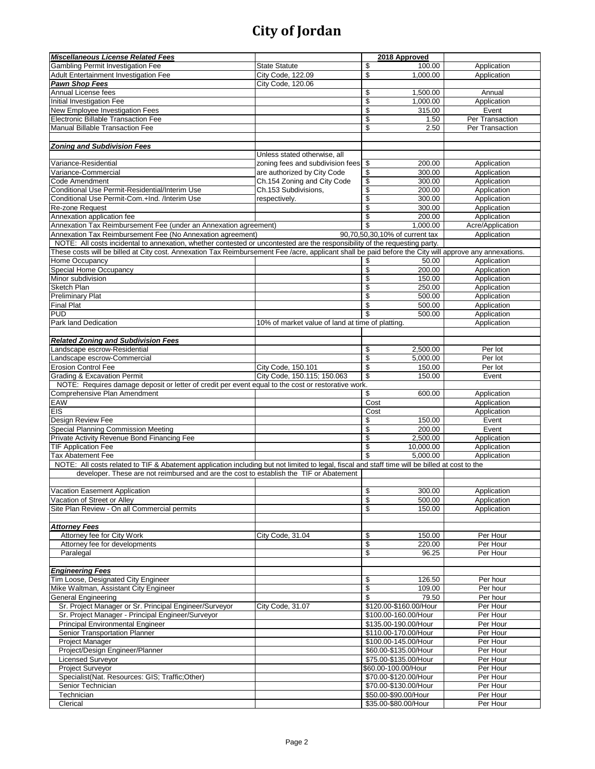# City of Jordan

| *Miscellaneous License Related Fees* | | 2018 Approved | |
|---|---|---|---|
| Gambling Permit Investigation Fee | State Statute | $ 100.00 | Application |
| Adult Entertainment Investigation Fee | City Code, 122.09 | $ 1,000.00 | Application |
| ***Pawn Shop Fees*** | City Code, 120.06 | | |
| Annual License fees | | $ 1,500.00 | Annual |
| Initial Investigation Fee | | $ 1,000.00 | Application |
| New Employee Investigation Fees | | $ 315.00 | Event |
| Electronic Billable Transaction Fee | | $ 1.50 | Per Transaction |
| Manual Billable Transaction Fee | | $ 2.50 | Per Transaction |
| | | | |
| ***Zoning and Subdivision Fees*** | | | |
| | Unless stated otherwise, all | | |
| Variance-Residential | zoning fees and subdivision fees | $ 200.00 | Application |
| Variance-Commercial | are authorized by City Code | $ 300.00 | Application |
| Code Amendment | Ch.154 Zoning and City Code | $ 300.00 | Application |
| Conditional Use Permit-Residential/Interim Use | Ch.153 Subdivisions, | $ 200.00 | Application |
| Conditional Use Permit-Com.+Ind. /Interim Use | respectively. | $ 300.00 | Application |
| Re-zone Request | | $ 300.00 | Application |
| Annexation application fee | | $ 200.00 | Application |
| Annexation Tax Reimbursement Fee (under an Annexation agreement) | | $ 1,000.00 | Acre/Application |
| Annexation Tax Reimbursement Fee (No Annexation agreement) | | 90,70,50,30,10% of current tax | Application |
| NOTE: All costs incidental to annexation, whether contested or uncontested are the responsibility of the requesting party. | | | |
| These costs will be billed at City cost. Annexation Tax Reimbursement Fee /acre, applicant shall be paid before the City will approve any annexations. | | | |
| Home Occupancy | | $ 50.00 | Application |
| Special Home Occupancy | | $ 200.00 | Application |
| Minor subdivision | | $ 150.00 | Application |
| Sketch Plan | | $ 250.00 | Application |
| Preliminary Plat | | $ 500.00 | Application |
| Final Plat | | $ 500.00 | Application |
| PUD | | $ 500.00 | Application |
| Park land Dedication | 10% of market value of land at time of platting. | | Application |
| | | | |
| ***Related Zoning and Subdivision Fees*** | | | |
| Landscape escrow-Residential | | $ 2,500.00 | Per lot |
| Landscape escrow-Commercial | | $ 5,000.00 | Per lot |
| Erosion Control Fee | City Code, 150.101 | $ 150.00 | Per lot |
| Grading & Excavation Permit | City Code, 150.115; 150.063 | $ 150.00 | Event |
| NOTE: Requires damage deposit or letter of credit per event equal to the cost or restorative work. | | | |
| Comprehensive Plan Amendment | | $ 600.00 | Application |
| EAW | | Cost | Application |
| EIS | | Cost | Application |
| Design Review Fee | | $ 150.00 | Event |
| Special Planning Commission Meeting | | $ 200.00 | Event |
| Private Activity Revenue Bond Financing Fee | | $ 2,500.00 | Application |
| TIF Application Fee | | $ 10,000.00 | Application |
| Tax Abatement Fee | | $ 5,000.00 | Application |
| NOTE: All costs related to TIF & Abatement application including but not limited to legal, fiscal and staff time will be billed at cost to the developer. These are not reimbursed and are the cost to establish the TIF or Abatement | | | |
| | | | |
| Vacation Easement Application | | $ 300.00 | Application |
| Vacation of Street or Alley | | $ 500.00 | Application |
| Site Plan Review - On all Commercial permits | | $ 150.00 | Application |
| | | | |
| ***Attorney Fees*** | | | |
| Attorney fee for City Work | City Code, 31.04 | $ 150.00 | Per Hour |
| Attorney fee for developments | | $ 220.00 | Per Hour |
| Paralegal | | $ 96.25 | Per Hour |
| | | | |
| ***Engineering Fees*** | | | |
| Tim Loose, Designated City Engineer | | $ 126.50 | Per hour |
| Mike Waltman, Assistant City Engineer | | $ 109.00 | Per hour |
| General Engineering | | $ 79.50 | Per hour |
| Sr. Project Manager or Sr. Principal Engineer/Surveyor | City Code, 31.07 | $120.00-$160.00/Hour | Per Hour |
| Sr. Project Manager - Principal Engineer/Surveyor | | $100.00-160.00/Hour | Per Hour |
| Principal Environmental Engineer | | $135.00-190.00/Hour | Per Hour |
| Senior Transportation Planner | | $110.00-170.00/Hour | Per Hour |
| Project Manager | | $100.00-145.00/Hour | Per Hour |
| Project/Design Engineer/Planner | | $60.00-$135.00/Hour | Per Hour |
| Licensed Surveyor | | $75.00-$135.00/Hour | Per Hour |
| Project Surveyor | | $60.00-100.00/Hour | Per Hour |
| Specialist(Nat. Resources: GIS; Traffic;Other) | | $70.00-$120.00/Hour | Per Hour |
| Senior Technician | | $70.00-$130.00/Hour | Per Hour |
| Technician | | $50.00-$90.00/Hour | Per Hour |
| Clerical | | $35.00-$80.00/Hour | Per Hour |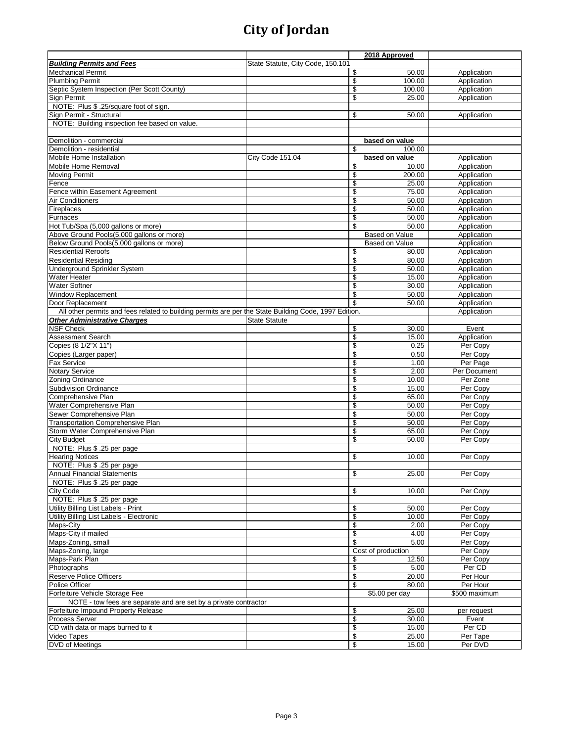# City of Jordan

| | | 2018 Approved | |
|---|---|---|---|
| ***Building Permits and Fees*** | State Statute, City Code, 150.101 | | |
| Mechanical Permit | | $ 50.00 | Application |
| Plumbing Permit | | $ 100.00 | Application |
| Septic System Inspection (Per Scott County) | | $ 100.00 | Application |
| Sign Permit | | $ 25.00 | Application |
| NOTE: Plus $ .25/square foot of sign. | | | |
| Sign Permit - Structural | | $ 50.00 | Application |
| NOTE: Building inspection fee based on value. | | | |
| | | | |
| Demolition - commercial | | **based on value** | |
| Demolition - residential | | $ 100.00 | |
| Mobile Home Installation | City Code 151.04 | **based on value** | Application |
| Mobile Home Removal | | $ 10.00 | Application |
| Moving Permit | | $ 200.00 | Application |
| Fence | | $ 25.00 | Application |
| Fence within Easement Agreement | | $ 75.00 | Application |
| Air Conditioners | | $ 50.00 | Application |
| Fireplaces | | $ 50.00 | Application |
| Furnaces | | $ 50.00 | Application |
| Hot Tub/Spa (5,000 gallons or more) | | $ 50.00 | Application |
| Above Ground Pools(5,000 gallons or more) | | Based on Value | Application |
| Below Ground Pools(5,000 gallons or more) | | Based on Value | Application |
| Residential Reroofs | | $ 80.00 | Application |
| Residential Residing | | $ 80.00 | Application |
| Underground Sprinkler System | | $ 50.00 | Application |
| Water Heater | | $ 15.00 | Application |
| Water Softner | | $ 30.00 | Application |
| Window Replacement | | $ 50.00 | Application |
| Door Replacement | | $ 50.00 | Application |
| All other permits and fees related to building permits are per the State Building Code, 1997 Edition. | | | Application |
| ***Other Administrative Charges*** | State Statute | | |
| NSF Check | | $ 30.00 | Event |
| Assessment Search | | $ 15.00 | Application |
| Copies (8 1/2"X 11") | | $ 0.25 | Per Copy |
| Copies (Larger paper) | | $ 0.50 | Per Copy |
| Fax Service | | $ 1.00 | Per Page |
| Notary Service | | $ 2.00 | Per Document |
| Zoning Ordinance | | $ 10.00 | Per Zone |
| Subdivision Ordinance | | $ 15.00 | Per Copy |
| Comprehensive Plan | | $ 65.00 | Per Copy |
| Water Comprehensive Plan | | $ 50.00 | Per Copy |
| Sewer Comprehensive Plan | | $ 50.00 | Per Copy |
| Transportation Comprehensive Plan | | $ 50.00 | Per Copy |
| Storm Water Comprehensive Plan | | $ 65.00 | Per Copy |
| City Budget | | $ 50.00 | Per Copy |
| NOTE: Plus $ .25 per page | | | |
| Hearing Notices | | $ 10.00 | Per Copy |
| NOTE: Plus $ .25 per page | | | |
| Annual Financial Statements | | $ 25.00 | Per Copy |
| NOTE: Plus $ .25 per page | | | |
| City Code | | $ 10.00 | Per Copy |
| NOTE: Plus $ .25 per page | | | |
| Utility Billing List Labels - Print | | $ 50.00 | Per Copy |
| Utility Billing List Labels - Electronic | | $ 10.00 | Per Copy |
| Maps-City | | $ 2.00 | Per Copy |
| Maps-City if mailed | | $ 4.00 | Per Copy |
| Maps-Zoning, small | | $ 5.00 | Per Copy |
| Maps-Zoning, large | | Cost of production | Per Copy |
| Maps-Park Plan | | $ 12.50 | Per Copy |
| Photographs | | $ 5.00 | Per CD |
| Reserve Police Officers | | $ 20.00 | Per Hour |
| Police Officer | | $ 80.00 | Per Hour |
| Forfeiture Vehicle Storage Fee | | $5.00 per day | $500 maximum |
| NOTE - tow fees are separate and are set by a private contractor | | | |
| Forfeiture Impound Property Release | | $ 25.00 | per request |
| Process Server | | $ 30.00 | Event |
| CD with data or maps burned to it | | $ 15.00 | Per CD |
| Video Tapes | | $ 25.00 | Per Tape |
| DVD of Meetings | | $ 15.00 | Per DVD |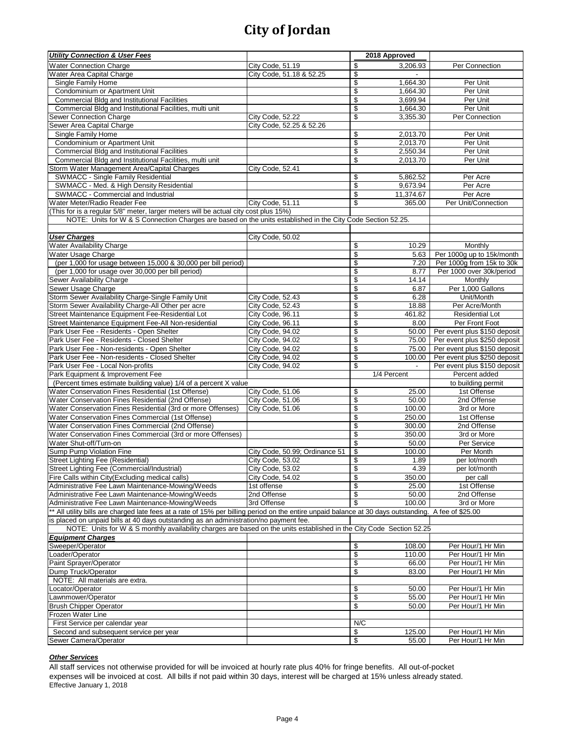# City of Jordan

| Utility Connection & User Fees | | 2018 Approved | |
|---|---|---|---|
| Water Connection Charge | City Code, 51.19 | $ 3,206.93 | Per Connection |
| Water Area Capital Charge | City Code, 51.18 & 52.25 | $ - | |
| Single Family Home | | $ 1,664.30 | Per Unit |
| Condominium or Apartment Unit | | $ 1,664.30 | Per Unit |
| Commercial Bldg and Institutional Facilities | | $ 3,699.94 | Per Unit |
| Commercial Bldg and Institutional Facilities, multi unit | | $ 1,664.30 | Per Unit |
| Sewer Connection Charge | City Code, 52.22 | $ 3,355.30 | Per Connection |
| Sewer Area Capital Charge | City Code, 52.25 & 52.26 | | |
| Single Family Home | | $ 2,013.70 | Per Unit |
| Condominium or Apartment Unit | | $ 2,013.70 | Per Unit |
| Commercial Bldg and Institutional Facilities | | $ 2,550.34 | Per Unit |
| Commercial Bldg and Institutional Facilities, multi unit | | $ 2,013.70 | Per Unit |
| Storm Water Management Area/Capital Charges | City Code, 52.41 | | |
| SWMACC - Single Family Residential | | $ 5,862.52 | Per Acre |
| SWMACC - Med. & High Density Residential | | $ 9,673.94 | Per Acre |
| SWMACC - Commercial and Industrial | | $ 11,374.67 | Per Acre |
| Water Meter/Radio Reader Fee | City Code, 51.11 | $ 365.00 | Per Unit/Connection |
| (This for is a regular 5/8" meter, larger meters will be actual city cost plus 15%) | | | |
| NOTE: Units for W & S Connection Charges are based on the units established in the City Code Section 52.25. | | | |
| | | | |
| ***User Charges*** | City Code, 50.02 | | |
| Water Availability Charge | | $ 10.29 | Monthly |
| Water Usage Charge | | $ 5.63 | Per 1000g up to 15k/month |
| (per 1,000 for usage between 15,000 & 30,000 per bill period) | | $ 7.20 | Per 1000g from 15k to 30k |
| (per 1,000 for usage over 30,000 per bill period) | | $ 8.77 | Per 1000 over 30k/period |
| Sewer Availability Charge | | $ 14.14 | Monthly |
| Sewer Usage Charge | | $ 6.87 | Per 1,000 Gallons |
| Storm Sewer Availability Charge-Single Family Unit | City Code, 52.43 | $ 6.28 | Unit/Month |
| Storm Sewer Availability Charge-All Other per acre | City Code, 52.43 | $ 18.88 | Per Acre/Month |
| Street Maintenance Equipment Fee-Residential Lot | City Code, 96.11 | $ 461.82 | Residential Lot |
| Street Maintenance Equipment Fee-All Non-residential | City Code, 96.11 | $ 8.00 | Per Front Foot |
| Park User Fee - Residents - Open Shelter | City Code, 94.02 | $ 50.00 | Per event plus $150 deposit |
| Park User Fee - Residents - Closed Shelter | City Code, 94.02 | $ 75.00 | Per event plus $250 deposit |
| Park User Fee - Non-residents - Open Shelter | City Code, 94.02 | $ 75.00 | Per event plus $150 deposit |
| Park User Fee - Non-residents - Closed Shelter | City Code, 94.02 | $ 100.00 | Per event plus $250 deposit |
| Park User Fee - Local Non-profits | City Code, 94.02 | $ - | Per event plus $150 deposit |
| Park Equipment & Improvement Fee | | 1/4 Percent | Percent added |
| (Percent times estimate building value) 1/4 of a percent X value | | | to building permit |
| Water Conservation Fines Residential (1st Offense) | City Code, 51.06 | $ 25.00 | 1st Offense |
| Water Conservation Fines Residential (2nd Offense) | City Code, 51.06 | $ 50.00 | 2nd Offense |
| Water Conservation Fines Residential (3rd or more Offenses) | City Code, 51.06 | $ 100.00 | 3rd or More |
| Water Conservation Fines Commercial (1st Offense) | | $ 250.00 | 1st Offense |
| Water Conservation Fines Commercial (2nd Offense) | | $ 300.00 | 2nd Offense |
| Water Conservation Fines Commercial (3rd or more Offenses) | | $ 350.00 | 3rd or More |
| Water Shut-off/Turn-on | | $ 50.00 | Per Service |
| Sump Pump Violation Fine | City Code, 50.99; Ordinance 51 | $ 100.00 | Per Month |
| Street Lighting Fee (Residential) | City Code, 53.02 | $ 1.89 | per lot/month |
| Street Lighting Fee (Commercial/Industrial) | City Code, 53.02 | $ 4.39 | per lot/month |
| Fire Calls within City(Excluding medical calls) | City Code, 54.02 | $ 350.00 | per call |
| Administrative Fee Lawn Maintenance-Mowing/Weeds | 1st offense | $ 25.00 | 1st Offense |
| Administrative Fee Lawn Maintenance-Mowing/Weeds | 2nd Offense | $ 50.00 | 2nd Offense |
| Administrative Fee Lawn Maintenance-Mowing/Weeds | 3rd Offense | $ 100.00 | 3rd or More |
| ** All utility bills are charged late fees at a rate of 15% per billing period on the entire unpaid balance at 30 days outstanding. A fee of $25.00 | | | |
| is placed on unpaid bills at 40 days outstanding as an administration/no payment fee. | | | |
| NOTE: Units for W & S monthly availability charges are based on the units established in the City Code Section 52.25 | | | |
| ***Equipment Charges*** | | | |
| Sweeper/Operator | | $ 108.00 | Per Hour/1 Hr Min |
| Loader/Operator | | $ 110.00 | Per Hour/1 Hr Min |
| Paint Sprayer/Operator | | $ 66.00 | Per Hour/1 Hr Min |
| Dump Truck/Operator | | $ 83.00 | Per Hour/1 Hr Min |
| NOTE: All materials are extra. | | | |
| Locator/Operator | | $ 50.00 | Per Hour/1 Hr Min |
| Lawnmower/Operator | | $ 55.00 | Per Hour/1 Hr Min |
| Brush Chipper Operator | | $ 50.00 | Per Hour/1 Hr Min |
| Frozen Water Line | | | |
| First Service per calendar year | | N/C | |
| Second and subsequent service per year | | $ 125.00 | Per Hour/1 Hr Min |
| Sewer Camera/Operator | | $ 55.00 | Per Hour/1 Hr Min |

***Other Services***

All staff services not otherwise provided for will be invoiced at hourly rate plus 40% for fringe benefits. All out-of-pocket expenses will be invoiced at cost. All bills if not paid within 30 days, interest will be charged at 15% unless already stated.

Effective January 1, 2018